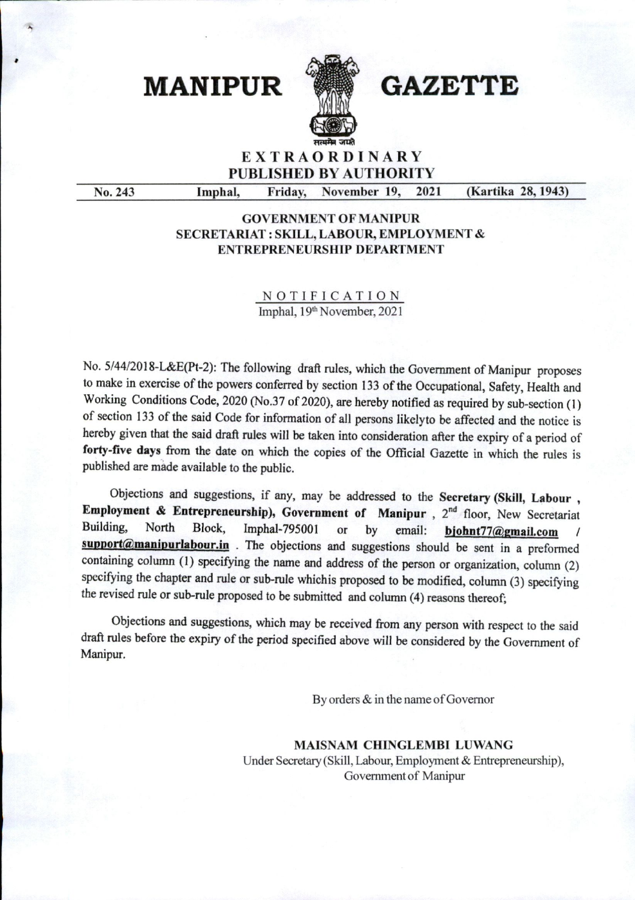# MANIPUR GAZETTE

सत्यमेव जयते

## EXTRAORDINARY
## PUBLISHED BY AUTHORITY

No. 243 | Imphal, | Friday, | November 19, | 2021 | (Kartika 28, 1943)

### GOVERNMENT OF MANIPUR
### SECRETARIAT : SKILL, LABOUR, EMPLOYMENT & ENTREPRENEURSHIP DEPARTMENT

### NOTIFICATION

Imphal, 19th November, 2021

No. 5/44/2018-L&E(Pt-2): The following draft rules, which the Government of Manipur proposes to make in exercise of the powers conferred by section 133 of the Occupational, Safety, Health and Working Conditions Code, 2020 (No.37 of 2020), are hereby notified as required by sub-section (1) of section 133 of the said Code for information of all persons likelyto be affected and the notice is hereby given that the said draft rules will be taken into consideration after the expiry of a period of **forty-five days** from the date on which the copies of the Official Gazette in which the rules is published are made available to the public.

Objections and suggestions, if any, may be addressed to the **Secretary (Skill, Labour , Employment & Entrepreneurship), Government of Manipur** , 2nd floor, New Secretariat Building, North Block, Imphal-795001 or by email: **bjohnt77@gmail.com** / **support@manipurlabour.in** . The objections and suggestions should be sent in a preformed containing column (1) specifying the name and address of the person or organization, column (2) specifying the chapter and rule or sub-rule whichis proposed to be modified, column (3) specifying the revised rule or sub-rule proposed to be submitted and column (4) reasons thereof;

Objections and suggestions, which may be received from any person with respect to the said draft rules before the expiry of the period specified above will be considered by the Government of Manipur.

By orders & in the name of Governor

**MAISNAM CHINGLEMBI LUWANG**
Under Secretary (Skill, Labour, Employment & Entrepreneurship),
Government of Manipur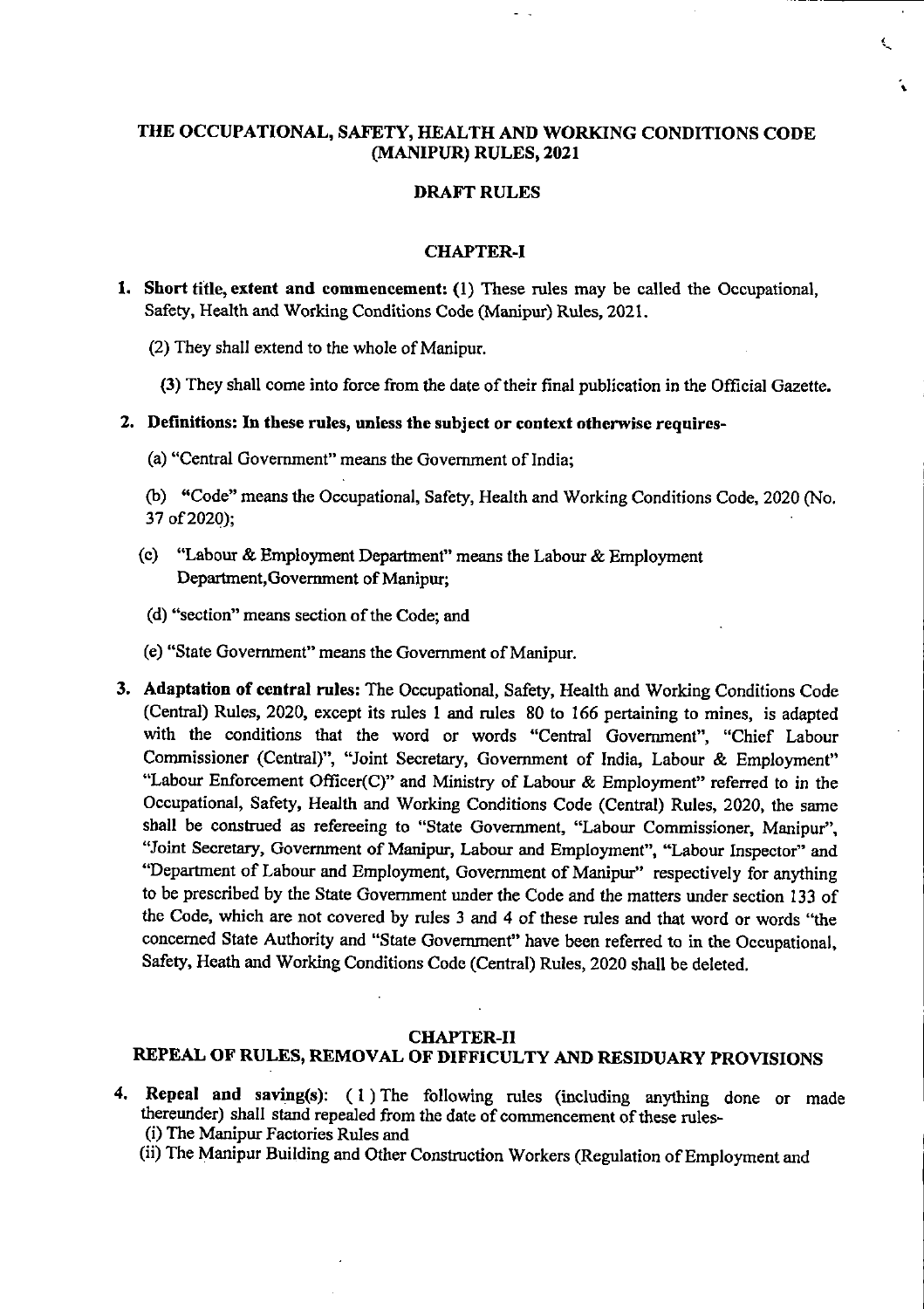# THE OCCUPATIONAL, SAFETY, HEALTH AND WORKING CONDITIONS CODE (MANIPUR) RULES, 2021

## DRAFT RULES

## CHAPTER-I

1. **Short title, extent and commencement:** (1) These rules may be called the Occupational, Safety, Health and Working Conditions Code (Manipur) Rules, 2021.

   (2) They shall extend to the whole of Manipur.

   (3) They shall come into force from the date of their final publication in the Official Gazette.

2. **Definitions: In these rules, unless the subject or context otherwise requires-**

   (a) "Central Government" means the Government of India;

   (b) "Code" means the Occupational, Safety, Health and Working Conditions Code, 2020 (No. 37 of 2020);

   (c) "Labour & Employment Department" means the Labour & Employment Department,Government of Manipur;

   (d) "section" means section of the Code; and

   (e) "State Government" means the Government of Manipur.

3. **Adaptation of central rules:** The Occupational, Safety, Health and Working Conditions Code (Central) Rules, 2020, except its rules 1 and rules 80 to 166 pertaining to mines, is adapted with the conditions that the word or words "Central Government", "Chief Labour Commissioner (Central)", "Joint Secretary, Government of India, Labour & Employment" "Labour Enforcement Officer(C)" and Ministry of Labour & Employment" referred to in the Occupational, Safety, Health and Working Conditions Code (Central) Rules, 2020, the same shall be construed as refereeing to "State Government, "Labour Commissioner, Manipur", "Joint Secretary, Government of Manipur, Labour and Employment", "Labour Inspector" and "Department of Labour and Employment, Government of Manipur" respectively for anything to be prescribed by the State Government under the Code and the matters under section 133 of the Code, which are not covered by rules 3 and 4 of these rules and that word or words "the concerned State Authority and "State Government" have been referred to in the Occupational, Safety, Heath and Working Conditions Code (Central) Rules, 2020 shall be deleted.

## CHAPTER-II
## REPEAL OF RULES, REMOVAL OF DIFFICULTY AND RESIDUARY PROVISIONS

4. **Repeal and saving(s):** (1) The following rules (including anything done or made thereunder) shall stand repealed from the date of commencement of these rules-

   (i) The Manipur Factories Rules and

   (ii) The Manipur Building and Other Construction Workers (Regulation of Employment and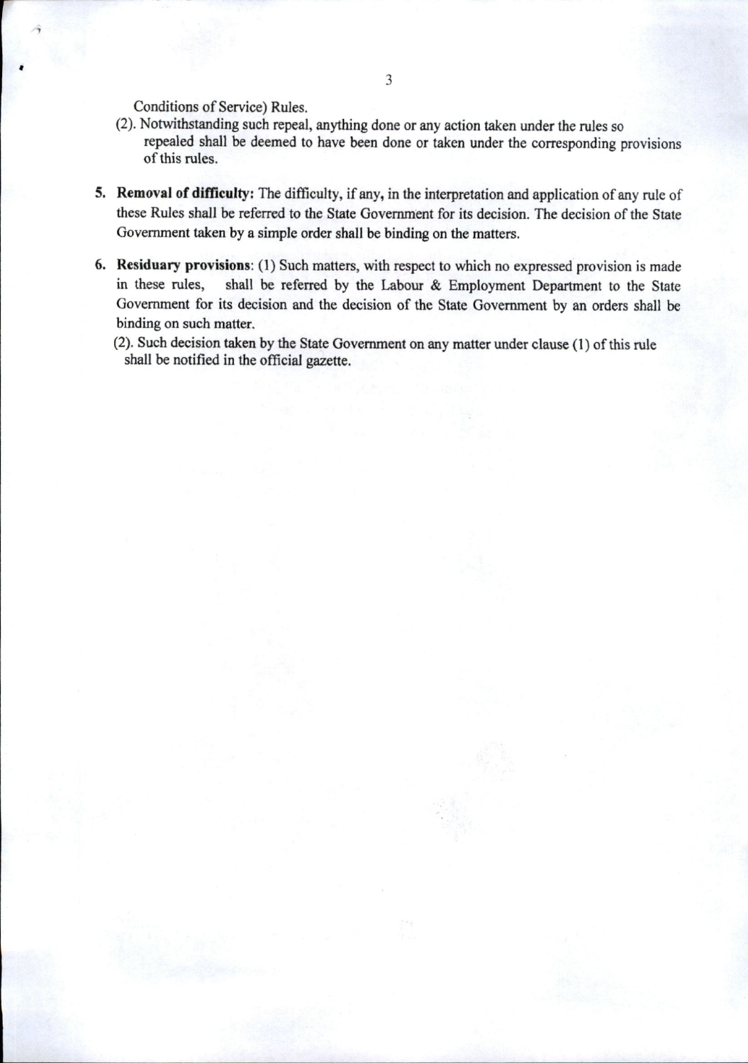Conditions of Service) Rules.

(2). Notwithstanding such repeal, anything done or any action taken under the rules so repealed shall be deemed to have been done or taken under the corresponding provisions of this rules.

5. **Removal of difficulty:** The difficulty, if any, in the interpretation and application of any rule of these Rules shall be referred to the State Government for its decision. The decision of the State Government taken by a simple order shall be binding on the matters.

6. **Residuary provisions**: (1) Such matters, with respect to which no expressed provision is made in these rules, shall be referred by the Labour & Employment Department to the State Government for its decision and the decision of the State Government by an orders shall be binding on such matter.

   (2). Such decision taken by the State Government on any matter under clause (1) of this rule shall be notified in the official gazette.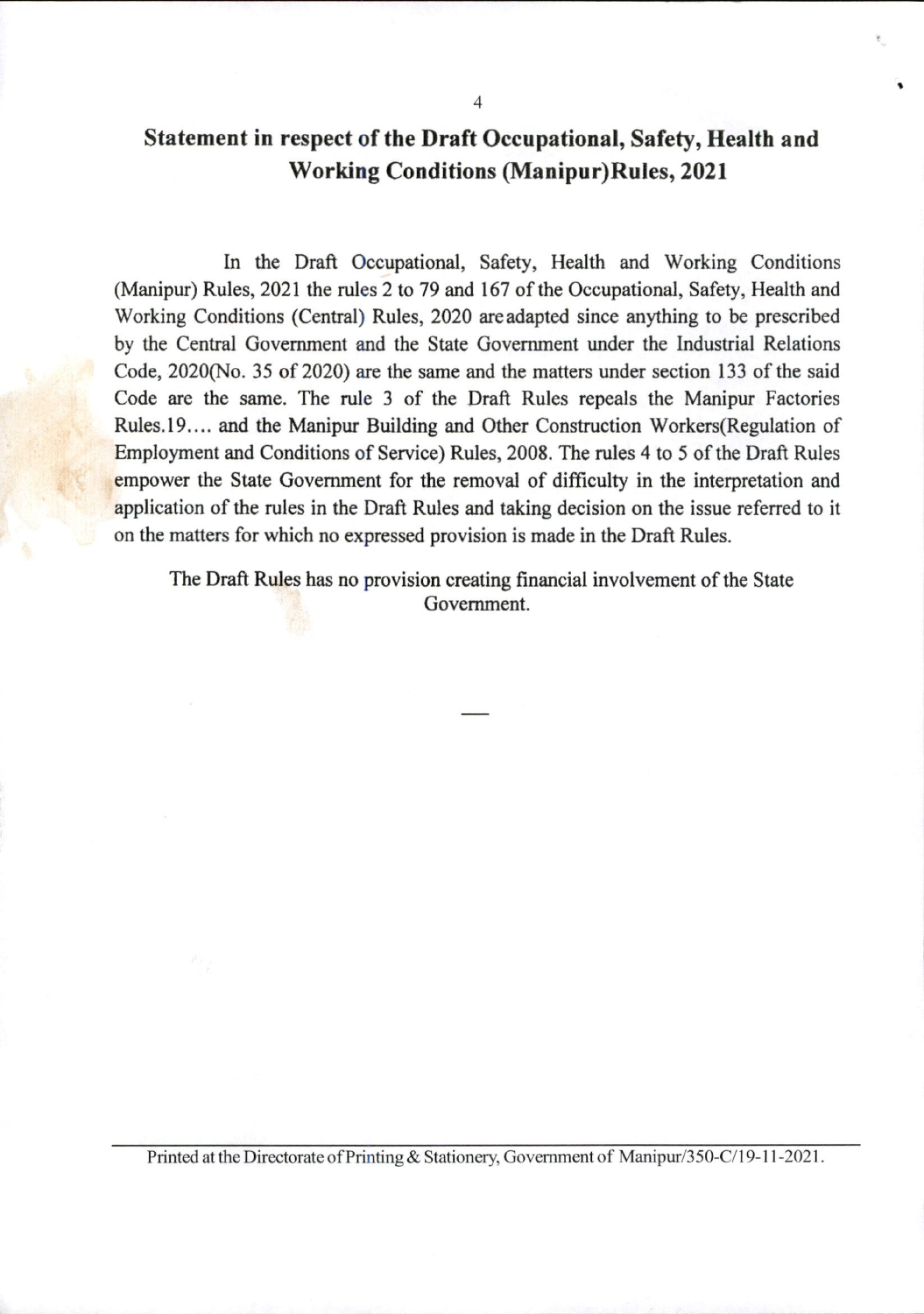## Statement in respect of the Draft Occupational, Safety, Health and Working Conditions (Manipur)Rules, 2021

In the Draft Occupational, Safety, Health and Working Conditions (Manipur) Rules, 2021 the rules 2 to 79 and 167 of the Occupational, Safety, Health and Working Conditions (Central) Rules, 2020 are adapted since anything to be prescribed by the Central Government and the State Government under the Industrial Relations Code, 2020(No. 35 of 2020) are the same and the matters under section 133 of the said Code are the same. The rule 3 of the Draft Rules repeals the Manipur Factories Rules.19.... and the Manipur Building and Other Construction Workers(Regulation of Employment and Conditions of Service) Rules, 2008. The rules 4 to 5 of the Draft Rules empower the State Government for the removal of difficulty in the interpretation and application of the rules in the Draft Rules and taking decision on the issue referred to it on the matters for which no expressed provision is made in the Draft Rules.

The Draft Rules has no provision creating financial involvement of the State Government.

—

Printed at the Directorate of Printing & Stationery, Government of Manipur/350-C/19-11-2021.